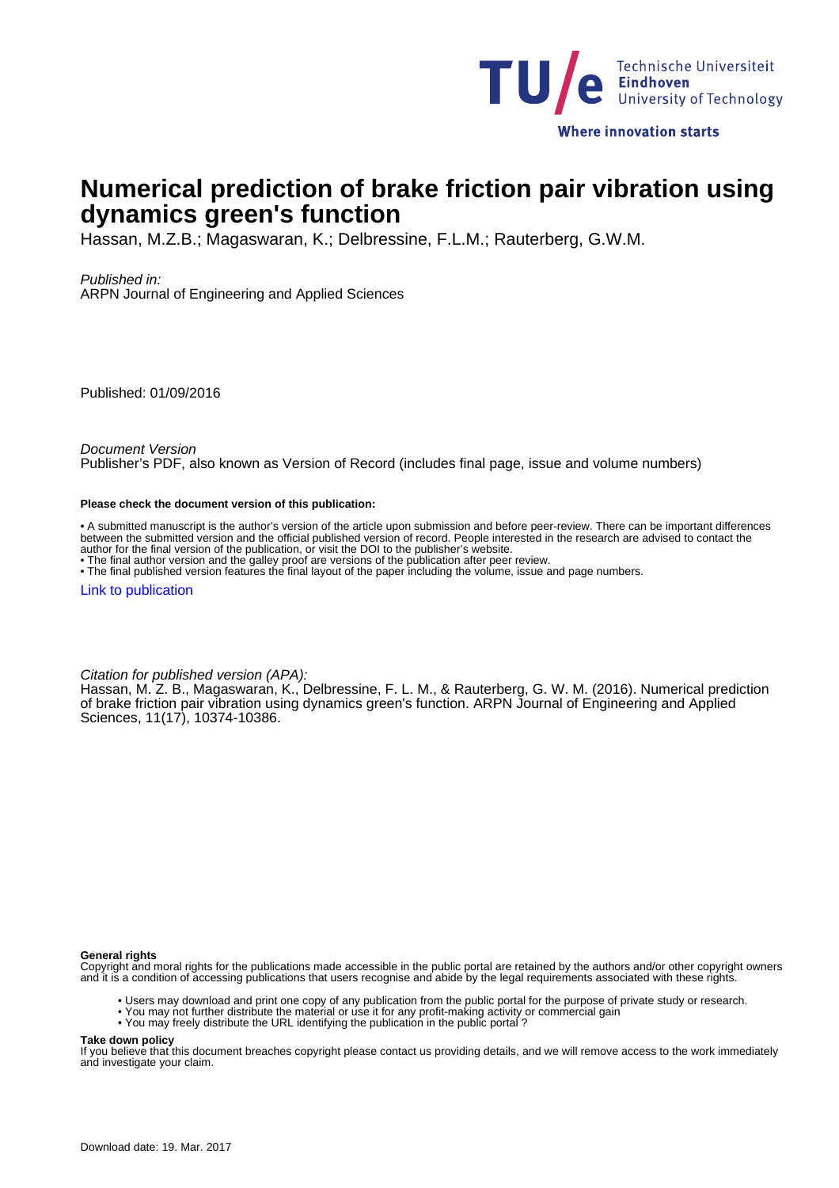# Numerical prediction of brake friction pair vibration using dynamics green's function

Hassan, M.Z.B.; Magaswaran, K.; Delbressine, F.L.M.; Rauterberg, G.W.M.

*Published in:*
ARPN Journal of Engineering and Applied Sciences

Published: 01/09/2016

*Document Version*
Publisher's PDF, also known as Version of Record (includes final page, issue and volume numbers)

**Please check the document version of this publication:**

• A submitted manuscript is the author's version of the article upon submission and before peer-review. There can be important differences between the submitted version and the official published version of record. People interested in the research are advised to contact the author for the final version of the publication, or visit the DOI to the publisher's website.
• The final author version and the galley proof are versions of the publication after peer review.
• The final published version features the final layout of the paper including the volume, issue and page numbers.

Link to publication

*Citation for published version (APA):*
Hassan, M. Z. B., Magaswaran, K., Delbressine, F. L. M., & Rauterberg, G. W. M. (2016). Numerical prediction of brake friction pair vibration using dynamics green's function. ARPN Journal of Engineering and Applied Sciences, 11(17), 10374-10386.

**General rights**
Copyright and moral rights for the publications made accessible in the public portal are retained by the authors and/or other copyright owners and it is a condition of accessing publications that users recognise and abide by the legal requirements associated with these rights.

- Users may download and print one copy of any publication from the public portal for the purpose of private study or research.
- You may not further distribute the material or use it for any profit-making activity or commercial gain
- You may freely distribute the URL identifying the publication in the public portal ?

**Take down policy**
If you believe that this document breaches copyright please contact us providing details, and we will remove access to the work immediately and investigate your claim.

Download date: 19. Mar. 2017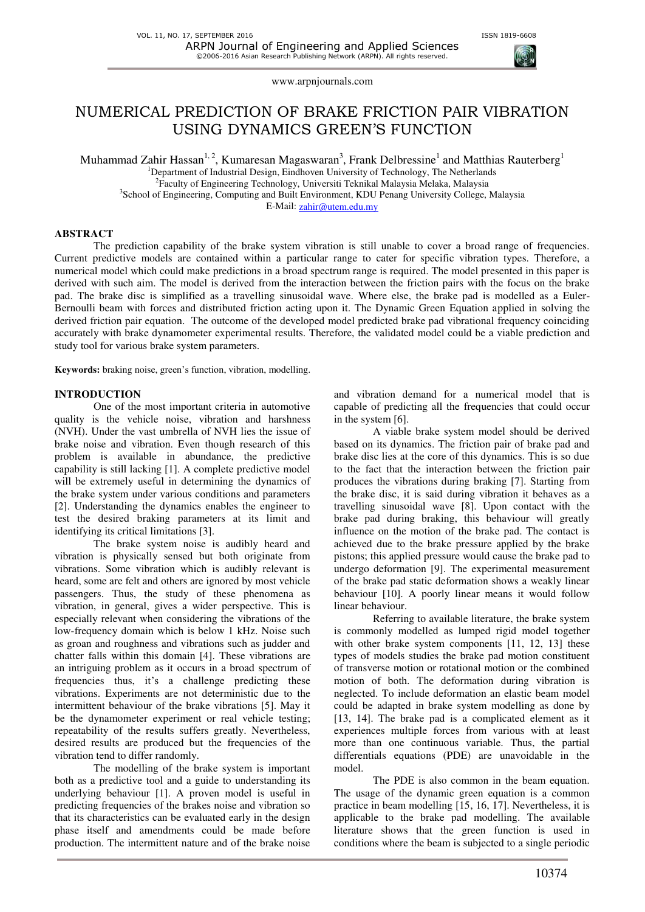# NUMERICAL PREDICTION OF BRAKE FRICTION PAIR VIBRATION USING DYNAMICS GREEN'S FUNCTION

Muhammad Zahir Hassan[1, 2], Kumaresan Magaswaran[3], Frank Delbressine[1] and Matthias Rauterberg[1]

[1]Department of Industrial Design, Eindhoven University of Technology, The Netherlands
[2]Faculty of Engineering Technology, Universiti Teknikal Malaysia Melaka, Malaysia
[3]School of Engineering, Computing and Built Environment, KDU Penang University College, Malaysia
E-Mail: zahir@utem.edu.my

## ABSTRACT

The prediction capability of the brake system vibration is still unable to cover a broad range of frequencies. Current predictive models are contained within a particular range to cater for specific vibration types. Therefore, a numerical model which could make predictions in a broad spectrum range is required. The model presented in this paper is derived with such aim. The model is derived from the interaction between the friction pairs with the focus on the brake pad. The brake disc is simplified as a travelling sinusoidal wave. Where else, the brake pad is modelled as a Euler-Bernoulli beam with forces and distributed friction acting upon it. The Dynamic Green Equation applied in solving the derived friction pair equation. The outcome of the developed model predicted brake pad vibrational frequency coinciding accurately with brake dynamometer experimental results. Therefore, the validated model could be a viable prediction and study tool for various brake system parameters.

**Keywords:** braking noise, green's function, vibration, modelling.

## INTRODUCTION

One of the most important criteria in automotive quality is the vehicle noise, vibration and harshness (NVH). Under the vast umbrella of NVH lies the issue of brake noise and vibration. Even though research of this problem is available in abundance, the predictive capability is still lacking [1]. A complete predictive model will be extremely useful in determining the dynamics of the brake system under various conditions and parameters [2]. Understanding the dynamics enables the engineer to test the desired braking parameters at its limit and identifying its critical limitations [3].

The brake system noise is audibly heard and vibration is physically sensed but both originate from vibrations. Some vibration which is audibly relevant is heard, some are felt and others are ignored by most vehicle passengers. Thus, the study of these phenomena as vibration, in general, gives a wider perspective. This is especially relevant when considering the vibrations of the low-frequency domain which is below 1 kHz. Noise such as groan and roughness and vibrations such as judder and chatter falls within this domain [4]. These vibrations are an intriguing problem as it occurs in a broad spectrum of frequencies thus, it's a challenge predicting these vibrations. Experiments are not deterministic due to the intermittent behaviour of the brake vibrations [5]. May it be the dynamometer experiment or real vehicle testing; repeatability of the results suffers greatly. Nevertheless, desired results are produced but the frequencies of the vibration tend to differ randomly.

The modelling of the brake system is important both as a predictive tool and a guide to understanding its underlying behaviour [1]. A proven model is useful in predicting frequencies of the brakes noise and vibration so that its characteristics can be evaluated early in the design phase itself and amendments could be made before production. The intermittent nature and of the brake noise and vibration demand for a numerical model that is capable of predicting all the frequencies that could occur in the system [6].

A viable brake system model should be derived based on its dynamics. The friction pair of brake pad and brake disc lies at the core of this dynamics. This is so due to the fact that the interaction between the friction pair produces the vibrations during braking [7]. Starting from the brake disc, it is said during vibration it behaves as a travelling sinusoidal wave [8]. Upon contact with the brake pad during braking, this behaviour will greatly influence on the motion of the brake pad. The contact is achieved due to the brake pressure applied by the brake pistons; this applied pressure would cause the brake pad to undergo deformation [9]. The experimental measurement of the brake pad static deformation shows a weakly linear behaviour [10]. A poorly linear means it would follow linear behaviour.

Referring to available literature, the brake system is commonly modelled as lumped rigid model together with other brake system components [11, 12, 13] these types of models studies the brake pad motion constituent of transverse motion or rotational motion or the combined motion of both. The deformation during vibration is neglected. To include deformation an elastic beam model could be adapted in brake system modelling as done by [13, 14]. The brake pad is a complicated element as it experiences multiple forces from various with at least more than one continuous variable. Thus, the partial differentials equations (PDE) are unavoidable in the model.

The PDE is also common in the beam equation. The usage of the dynamic green equation is a common practice in beam modelling [15, 16, 17]. Nevertheless, it is applicable to the brake pad modelling. The available literature shows that the green function is used in conditions where the beam is subjected to a single periodic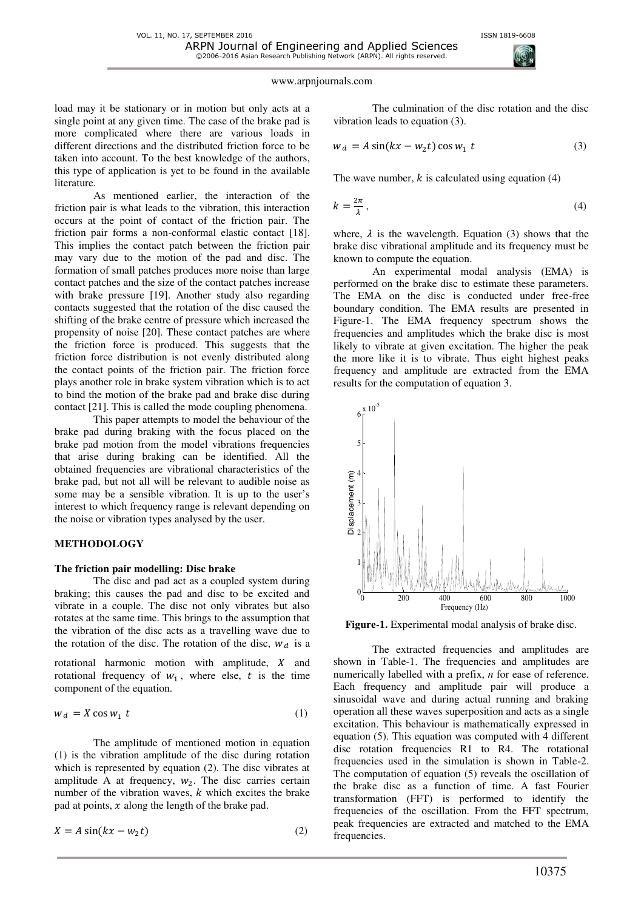load may it be stationary or in motion but only acts at a single point at any given time. The case of the brake pad is more complicated where there are various loads in different directions and the distributed friction force to be taken into account. To the best knowledge of the authors, this type of application is yet to be found in the available literature.

As mentioned earlier, the interaction of the friction pair is what leads to the vibration, this interaction occurs at the point of contact of the friction pair. The friction pair forms a non-conformal elastic contact [18]. This implies the contact patch between the friction pair may vary due to the motion of the pad and disc. The formation of small patches produces more noise than large contact patches and the size of the contact patches increase with brake pressure [19]. Another study also regarding contacts suggested that the rotation of the disc caused the shifting of the brake centre of pressure which increased the propensity of noise [20]. These contact patches are where the friction force is produced. This suggests that the friction force distribution is not evenly distributed along the contact points of the friction pair. The friction force plays another role in brake system vibration which is to act to bind the motion of the brake pad and brake disc during contact [21]. This is called the mode coupling phenomena.

This paper attempts to model the behaviour of the brake pad during braking with the focus placed on the brake pad motion from the model vibrations frequencies that arise during braking can be identified. All the obtained frequencies are vibrational characteristics of the brake pad, but not all will be relevant to audible noise as some may be a sensible vibration. It is up to the user's interest to which frequency range is relevant depending on the noise or vibration types analysed by the user.

## METHODOLOGY

### The friction pair modelling: Disc brake

The disc and pad act as a coupled system during braking; this causes the pad and disc to be excited and vibrate in a couple. The disc not only vibrates but also rotates at the same time. This brings to the assumption that the vibration of the disc acts as a travelling wave due to the rotation of the disc. The rotation of the disc, $w_d$ is a rotational harmonic motion with amplitude, $X$ and rotational frequency of $w_1$, where else, $t$ is the time component of the equation.

$$w_d = X \cos w_1 \, t \tag{1}$$

The amplitude of mentioned motion in equation (1) is the vibration amplitude of the disc during rotation which is represented by equation (2). The disc vibrates at amplitude A at frequency, $w_2$. The disc carries certain number of the vibration waves, $k$ which excites the brake pad at points, $x$ along the length of the brake pad.

$$X = A \sin(kx - w_2 t) \tag{2}$$

The culmination of the disc rotation and the disc vibration leads to equation (3).

$$w_d = A \sin(kx - w_2 t) \cos w_1 \, t \tag{3}$$

The wave number, $k$ is calculated using equation (4)

$$k = \frac{2\pi}{\lambda}, \tag{4}$$

where, $\lambda$ is the wavelength. Equation (3) shows that the brake disc vibrational amplitude and its frequency must be known to compute the equation.

An experimental modal analysis (EMA) is performed on the brake disc to estimate these parameters. The EMA on the disc is conducted under free-free boundary condition. The EMA results are presented in Figure-1. The EMA frequency spectrum shows the frequencies and amplitudes which the brake disc is most likely to vibrate at given excitation. The higher the peak the more like it is to vibrate. Thus eight highest peaks frequency and amplitude are extracted from the EMA results for the computation of equation 3.

**Figure-1.** Experimental modal analysis of brake disc.

The extracted frequencies and amplitudes are shown in Table-1. The frequencies and amplitudes are numerically labelled with a prefix, *n* for ease of reference. Each frequency and amplitude pair will produce a sinusoidal wave and during actual running and braking operation all these waves superposition and acts as a single excitation. This behaviour is mathematically expressed in equation (5). This equation was computed with 4 different disc rotation frequencies R1 to R4. The rotational frequencies used in the simulation is shown in Table-2. The computation of equation (5) reveals the oscillation of the brake disc as a function of time. A fast Fourier transformation (FFT) is performed to identify the frequencies of the oscillation. From the FFT spectrum, peak frequencies are extracted and matched to the EMA frequencies.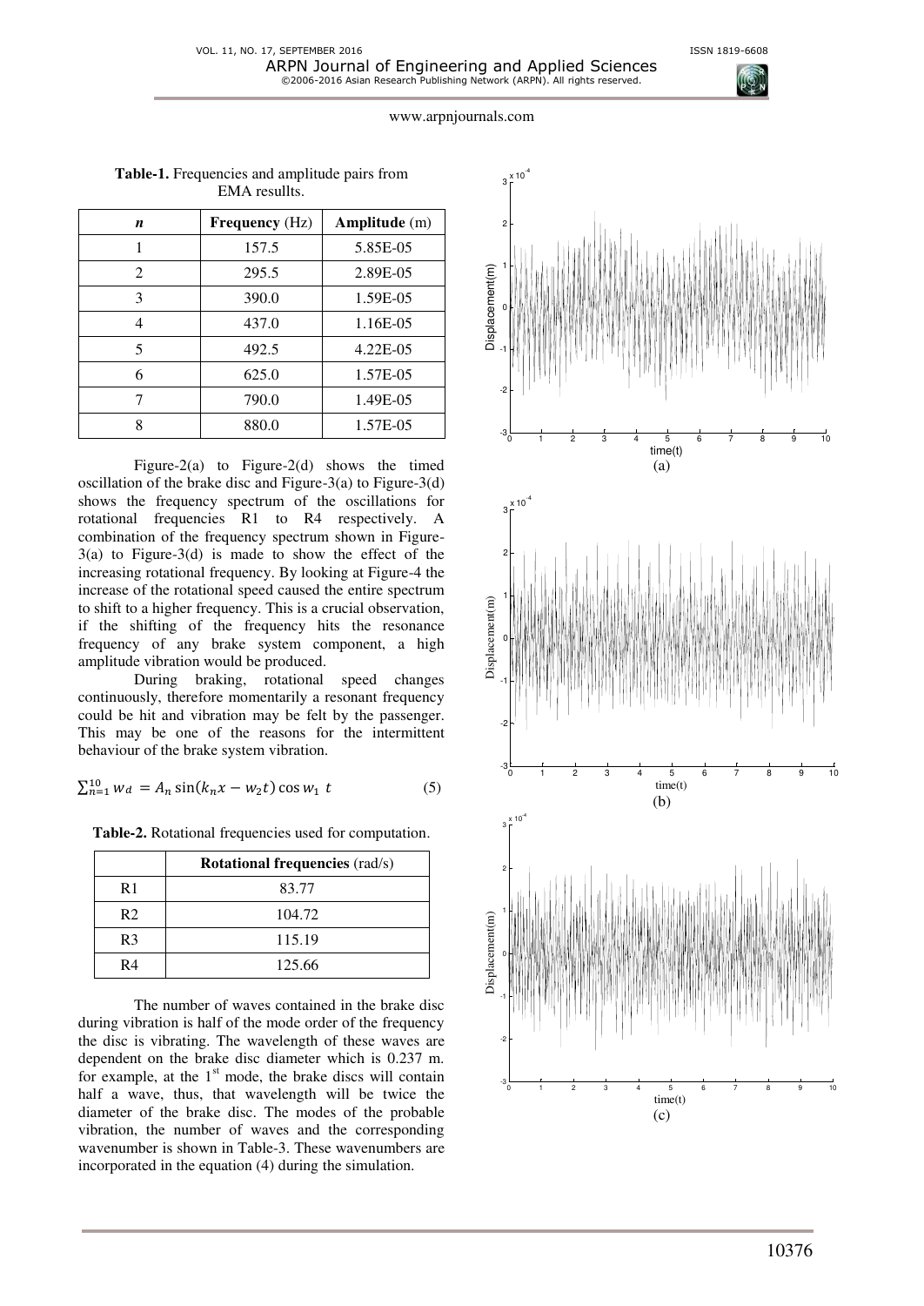**Table-1.** Frequencies and amplitude pairs from EMA resullts.

| *n* | **Frequency** (Hz) | **Amplitude** (m) |
|---|---|---|
| 1 | 157.5 | 5.85E-05 |
| 2 | 295.5 | 2.89E-05 |
| 3 | 390.0 | 1.59E-05 |
| 4 | 437.0 | 1.16E-05 |
| 5 | 492.5 | 4.22E-05 |
| 6 | 625.0 | 1.57E-05 |
| 7 | 790.0 | 1.49E-05 |
| 8 | 880.0 | 1.57E-05 |

Figure-2(a) to Figure-2(d) shows the timed oscillation of the brake disc and Figure-3(a) to Figure-3(d) shows the frequency spectrum of the oscillations for rotational frequencies R1 to R4 respectively. A combination of the frequency spectrum shown in Figure-3(a) to Figure-3(d) is made to show the effect of the increasing rotational frequency. By looking at Figure-4 the increase of the rotational speed caused the entire spectrum to shift to a higher frequency. This is a crucial observation, if the shifting of the frequency hits the resonance frequency of any brake system component, a high amplitude vibration would be produced.

During braking, rotational speed changes continuously, therefore momentarily a resonant frequency could be hit and vibration may be felt by the passenger. This may be one of the reasons for the intermittent behaviour of the brake system vibration.

$$\sum_{n=1}^{10} w_d = A_n \sin(k_n x - w_2 t) \cos w_1 t \quad (5)$$

**Table-2.** Rotational frequencies used for computation.

| | **Rotational frequencies** (rad/s) |
|---|---|
| R1 | 83.77 |
| R2 | 104.72 |
| R3 | 115.19 |
| R4 | 125.66 |

The number of waves contained in the brake disc during vibration is half of the mode order of the frequency the disc is vibrating. The wavelength of these waves are dependent on the brake disc diameter which is 0.237 m. for example, at the 1[st] mode, the brake discs will contain half a wave, thus, that wavelength will be twice the diameter of the brake disc. The modes of the probable vibration, the number of waves and the corresponding wavenumber is shown in Table-3. These wavenumbers are incorporated in the equation (4) during the simulation.

(a)

(b)

(c)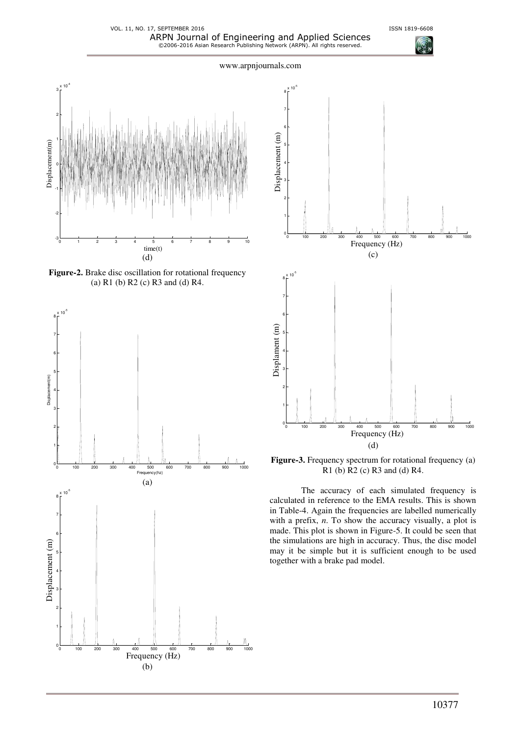(d)

**Figure-2.** Brake disc oscillation for rotational frequency (a) R1 (b) R2 (c) R3 and (d) R4.

(a)

(b)

(c)

(d)

**Figure-3.** Frequency spectrum for rotational frequency (a) R1 (b) R2 (c) R3 and (d) R4.

The accuracy of each simulated frequency is calculated in reference to the EMA results. This is shown in Table-4. Again the frequencies are labelled numerically with a prefix, *n*. To show the accuracy visually, a plot is made. This plot is shown in Figure-5. It could be seen that the simulations are high in accuracy. Thus, the disc model may it be simple but it is sufficient enough to be used together with a brake pad model.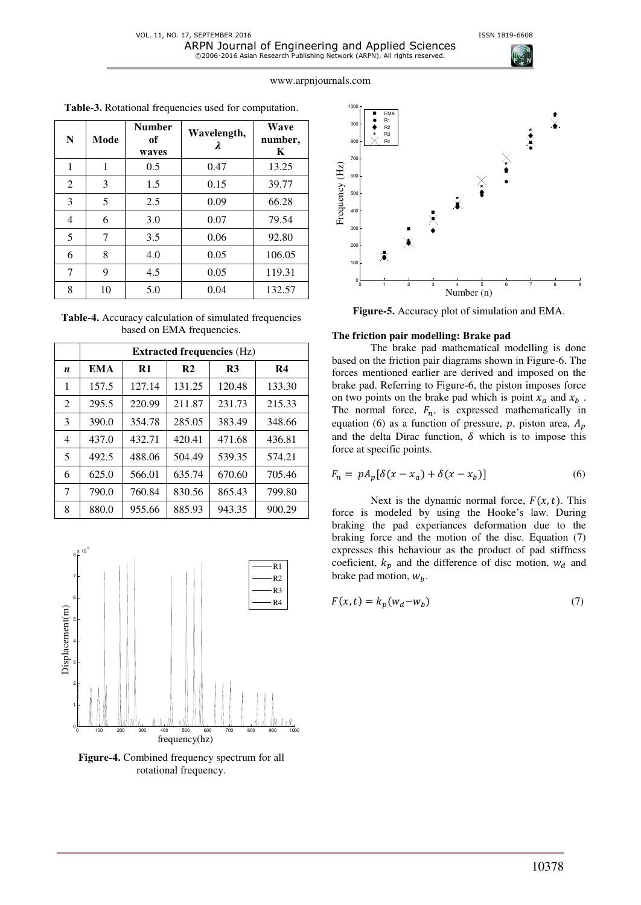**Table-3.** Rotational frequencies used for computation.

| N | Mode | Number of waves | Wavelength, $\lambda$ | Wave number, K |
|---|---|---|---|---|
| 1 | 1 | 0.5 | 0.47 | 13.25 |
| 2 | 3 | 1.5 | 0.15 | 39.77 |
| 3 | 5 | 2.5 | 0.09 | 66.28 |
| 4 | 6 | 3.0 | 0.07 | 79.54 |
| 5 | 7 | 3.5 | 0.06 | 92.80 |
| 6 | 8 | 4.0 | 0.05 | 106.05 |
| 7 | 9 | 4.5 | 0.05 | 119.31 |
| 8 | 10 | 5.0 | 0.04 | 132.57 |

**Table-4.** Accuracy calculation of simulated frequencies based on EMA frequencies.

| | Extracted frequencies (Hz) | | | | |
|---|---|---|---|---|---|
| *n* | EMA | R1 | R2 | R3 | R4 |
| 1 | 157.5 | 127.14 | 131.25 | 120.48 | 133.30 |
| 2 | 295.5 | 220.99 | 211.87 | 231.73 | 215.33 |
| 3 | 390.0 | 354.78 | 285.05 | 383.49 | 348.66 |
| 4 | 437.0 | 432.71 | 420.41 | 471.68 | 436.81 |
| 5 | 492.5 | 488.06 | 504.49 | 539.35 | 574.21 |
| 6 | 625.0 | 566.01 | 635.74 | 670.60 | 705.46 |
| 7 | 790.0 | 760.84 | 830.56 | 865.43 | 799.80 |
| 8 | 880.0 | 955.66 | 885.93 | 943.35 | 900.29 |

**Figure-4.** Combined frequency spectrum for all rotational frequency.

**Figure-5.** Accuracy plot of simulation and EMA.

**The friction pair modelling: Brake pad**

The brake pad mathematical modelling is done based on the friction pair diagrams shown in Figure-6. The forces mentioned earlier are derived and imposed on the brake pad. Referring to Figure-6, the piston imposes force on two points on the brake pad which is point $x_a$ and $x_b$. The normal force, $F_n$, is expressed mathematically in equation (6) as a function of pressure, $p$, piston area, $A_p$ and the delta Dirac function, $\delta$ which is to impose this force at specific points.

$$F_n = pA_p[\delta(x - x_a) + \delta(x - x_b)] \tag{6}$$

Next is the dynamic normal force, $F(x, t)$. This force is modeled by using the Hooke's law. During braking the pad experiances deformation due to the braking force and the motion of the disc. Equation (7) expresses this behaviour as the product of pad stiffness coeficient, $k_p$ and the difference of disc motion, $w_d$ and brake pad motion, $w_b$.

$$F(x, t) = k_p(w_d - w_b) \tag{7}$$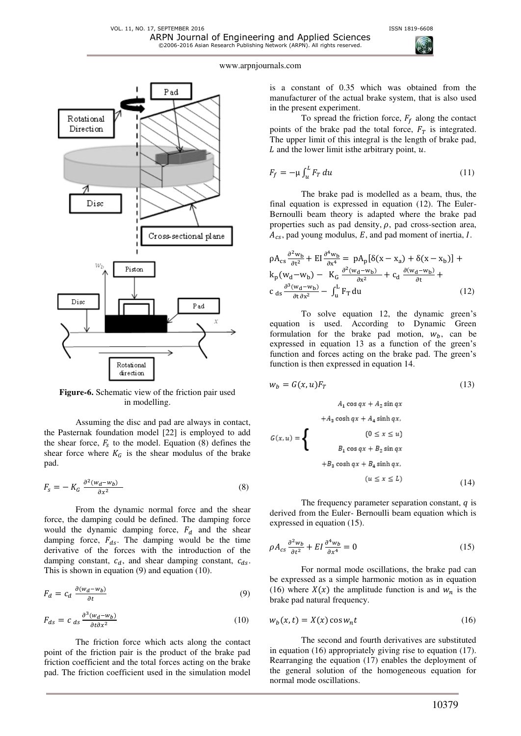**Figure-6.** Schematic view of the friction pair used in modelling.

Assuming the disc and pad are always in contact, the Pasternak foundation model [22] is employed to add the shear force, $F_s$ to the model. Equation (8) defines the shear force where $K_G$ is the shear modulus of the brake pad.

$$F_s = - K_G \frac{\partial^2 (w_d - w_b)}{\partial x^2} \tag{8}$$

From the dynamic normal force and the shear force, the damping could be defined. The damping force would the dynamic damping force, $F_d$ and the shear damping force, $F_{ds}$. The damping would be the time derivative of the forces with the introduction of the damping constant, $c_d$, and shear damping constant, $c_{ds}$. This is shown in equation (9) and equation (10).

$$F_d = c_d \frac{\partial (w_d - w_b)}{\partial t} \tag{9}$$

$$F_{ds} = c_{ds} \frac{\partial^3 (w_d - w_b)}{\partial t \partial x^2} \tag{10}$$

The friction force which acts along the contact point of the friction pair is the product of the brake pad friction coefficient and the total forces acting on the brake pad. The friction coefficient used in the simulation model is a constant of 0.35 which was obtained from the manufacturer of the actual brake system, that is also used in the present experiment.

To spread the friction force, $F_f$ along the contact points of the brake pad the total force, $F_T$ is integrated. The upper limit of this integral is the length of brake pad, $L$ and the lower limit isthe arbitrary point, $u$.

$$F_f = -\mu \int_u^L F_T \, du \tag{11}$$

The brake pad is modelled as a beam, thus, the final equation is expressed in equation (12). The Euler-Bernoulli beam theory is adapted where the brake pad properties such as pad density, $\rho$, pad cross-section area, $A_{cs}$, pad young modulus, $E$, and pad moment of inertia, $I$.

$$\rho A_{cs} \frac{\partial^2 w_b}{\partial t^2} + EI \frac{\partial^4 w_b}{\partial x^4} = pA_p[\delta(x - x_a) + \delta(x - x_b)] + k_p(w_d - w_b) - K_G \frac{\partial^2 (w_d - w_b)}{\partial x^2} + c_d \frac{\partial (w_d - w_b)}{\partial t} + c_{ds} \frac{\partial^3 (w_d - w_b)}{\partial t \partial x^2} - \int_u^L F_T \, du \tag{12}$$

To solve equation 12, the dynamic green's equation is used. According to Dynamic Green formulation for the brake pad motion, $w_b$, can be expressed in equation 13 as a function of the green's function and forces acting on the brake pad. The green's function is then expressed in equation 14.

$$w_b = G(x, u) F_T \tag{13}$$

$$G(x,u) = \begin{cases} A_1 \cos qx + A_2 \sin qx + A_3 \cosh qx + A_4 \sinh qx, & (0 \le x \le u) \\ B_1 \cos qx + B_2 \sin qx + B_3 \cosh qx + B_4 \sinh qx, & (u \le x \le L) \end{cases} \tag{14}$$

The frequency parameter separation constant, $q$ is derived from the Euler- Bernoulli beam equation which is expressed in equation (15).

$$\rho A_{cs} \frac{\partial^2 w_b}{\partial t^2} + EI \frac{\partial^4 w_b}{\partial x^4} = 0 \tag{15}$$

For normal mode oscillations, the brake pad can be expressed as a simple harmonic motion as in equation (16) where $X(x)$ the amplitude function is and $w_n$ is the brake pad natural frequency.

$$w_b(x, t) = X(x) \cos w_n t \tag{16}$$

The second and fourth derivatives are substituted in equation (16) appropriately giving rise to equation (17). Rearranging the equation (17) enables the deployment of the general solution of the homogeneous equation for normal mode oscillations.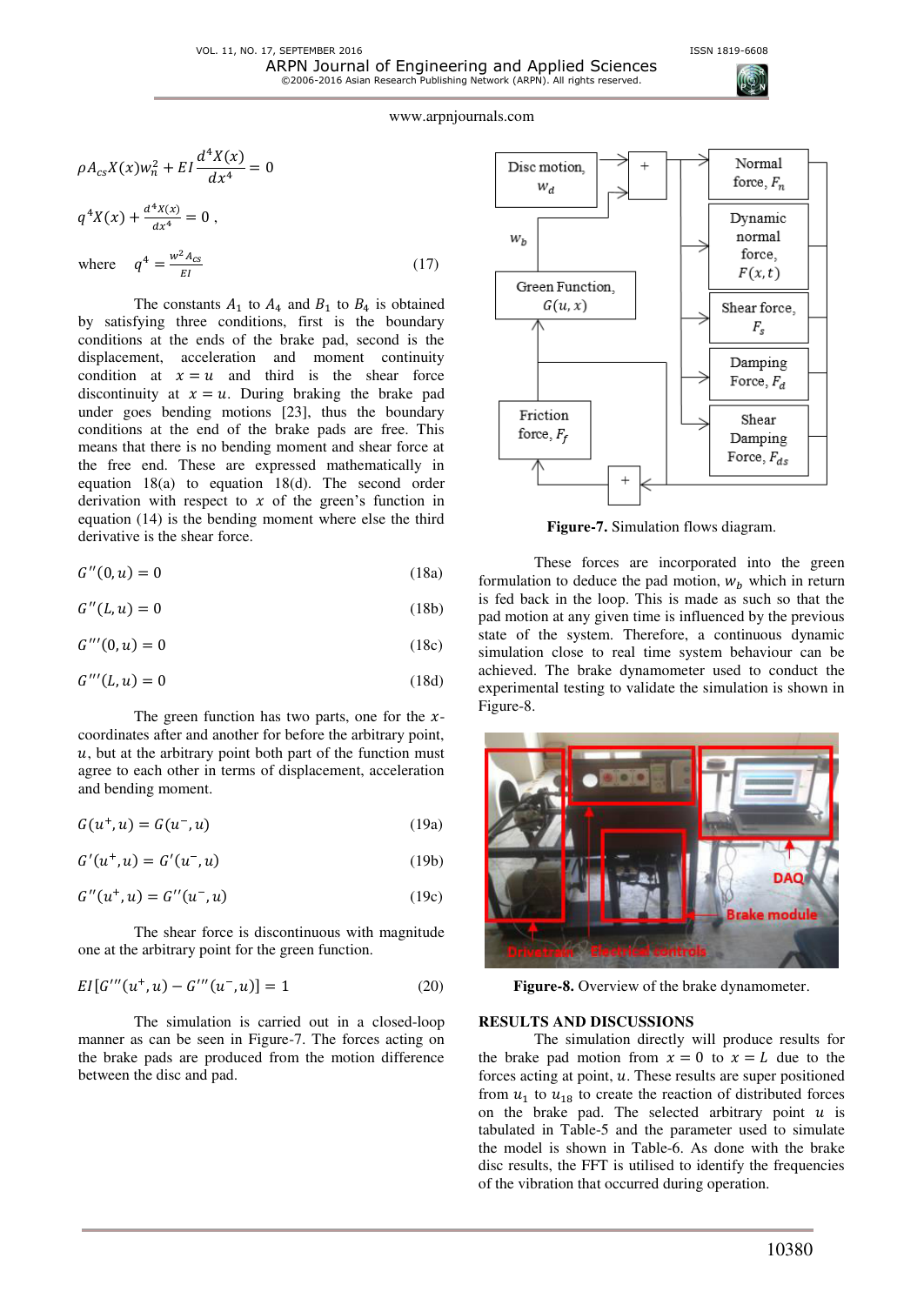$$\rho A_{cs} X(x) w_n^2 + EI \frac{d^4 X(x)}{dx^4} = 0$$

$$q^4 X(x) + \frac{d^4 X(x)}{dx^4} = 0 \,,$$

where $\quad q^4 = \frac{w^2 A_{cs}}{EI}$ (17)

The constants $A_1$ to $A_4$ and $B_1$ to $B_4$ is obtained by satisfying three conditions, first is the boundary conditions at the ends of the brake pad, second is the displacement, acceleration and moment continuity condition at $x = u$ and third is the shear force discontinuity at $x = u$. During braking the brake pad under goes bending motions [23], thus the boundary conditions at the end of the brake pads are free. This means that there is no bending moment and shear force at the free end. These are expressed mathematically in equation 18(a) to equation 18(d). The second order derivation with respect to $x$ of the green's function in equation (14) is the bending moment where else the third derivative is the shear force.

$$G''(0,u) = 0 \qquad (18a)$$

$$G''(L,u) = 0 \qquad (18b)$$

$$G'''(0,u) = 0 \qquad (18c)$$

$$G'''(L,u) = 0 \qquad (18d)$$

The green function has two parts, one for the $x$-coordinates after and another for before the arbitrary point, $u$, but at the arbitrary point both part of the function must agree to each other in terms of displacement, acceleration and bending moment.

$$G(u^+,u) = G(u^-,u) \qquad (19a)$$

$$G'(u^+,u) = G'(u^-,u) \qquad (19b)$$

$$G''(u^+,u) = G''(u^-,u) \qquad (19c)$$

The shear force is discontinuous with magnitude one at the arbitrary point for the green function.

$$EI[G'''(u^+,u) - G'''(u^-,u)] = 1 \qquad (20)$$

The simulation is carried out in a closed-loop manner as can be seen in Figure-7. The forces acting on the brake pads are produced from the motion difference between the disc and pad.

**Figure-7.** Simulation flows diagram.

These forces are incorporated into the green formulation to deduce the pad motion, $w_b$ which in return is fed back in the loop. This is made as such so that the pad motion at any given time is influenced by the previous state of the system. Therefore, a continuous dynamic simulation close to real time system behaviour can be achieved. The brake dynamometer used to conduct the experimental testing to validate the simulation is shown in Figure-8.

**Figure-8.** Overview of the brake dynamometer.

## RESULTS AND DISCUSSIONS

The simulation directly will produce results for the brake pad motion from $x = 0$ to $x = L$ due to the forces acting at point, $u$. These results are super positioned from $u_1$ to $u_{18}$ to create the reaction of distributed forces on the brake pad. The selected arbitrary point $u$ is tabulated in Table-5 and the parameter used to simulate the model is shown in Table-6. As done with the brake disc results, the FFT is utilised to identify the frequencies of the vibration that occurred during operation.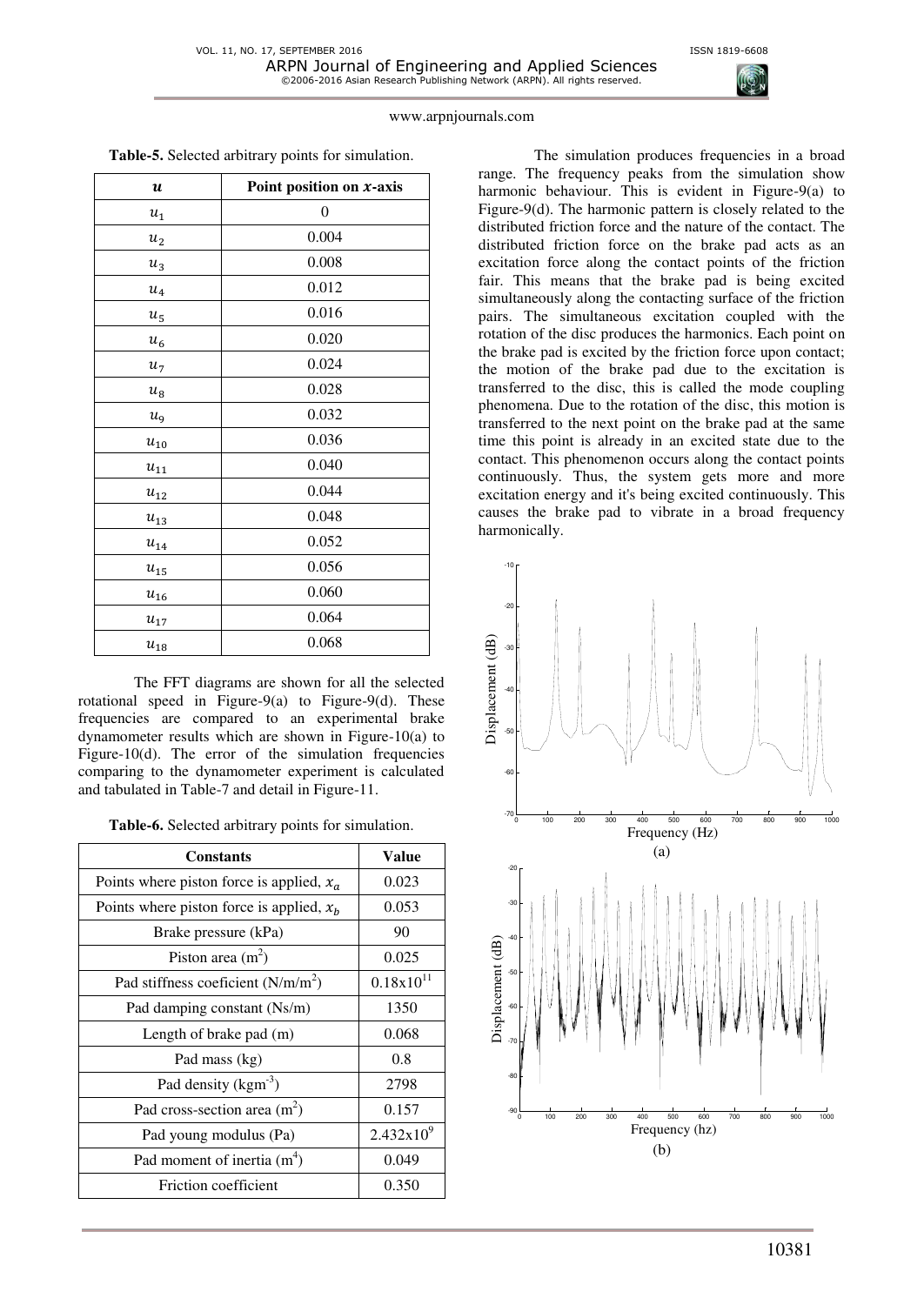**Table-5.** Selected arbitrary points for simulation.

| $u$ | Point position on $x$-axis |
|---|---|
| $u_1$ | 0 |
| $u_2$ | 0.004 |
| $u_3$ | 0.008 |
| $u_4$ | 0.012 |
| $u_5$ | 0.016 |
| $u_6$ | 0.020 |
| $u_7$ | 0.024 |
| $u_8$ | 0.028 |
| $u_9$ | 0.032 |
| $u_{10}$ | 0.036 |
| $u_{11}$ | 0.040 |
| $u_{12}$ | 0.044 |
| $u_{13}$ | 0.048 |
| $u_{14}$ | 0.052 |
| $u_{15}$ | 0.056 |
| $u_{16}$ | 0.060 |
| $u_{17}$ | 0.064 |
| $u_{18}$ | 0.068 |

The FFT diagrams are shown for all the selected rotational speed in Figure-9(a) to Figure-9(d). These frequencies are compared to an experimental brake dynamometer results which are shown in Figure-10(a) to Figure-10(d). The error of the simulation frequencies comparing to the dynamometer experiment is calculated and tabulated in Table-7 and detail in Figure-11.

**Table-6.** Selected arbitrary points for simulation.

| Constants | Value |
|---|---|
| Points where piston force is applied, $x_a$ | 0.023 |
| Points where piston force is applied, $x_b$ | 0.053 |
| Brake pressure (kPa) | 90 |
| Piston area (m$^2$) | 0.025 |
| Pad stiffness coeficient (N/m/m$^2$) | $0.18\text{x}10^{11}$ |
| Pad damping constant (Ns/m) | 1350 |
| Length of brake pad (m) | 0.068 |
| Pad mass (kg) | 0.8 |
| Pad density (kgm$^{-3}$) | 2798 |
| Pad cross-section area (m$^2$) | 0.157 |
| Pad young modulus (Pa) | $2.432\text{x}10^9$ |
| Pad moment of inertia (m$^4$) | 0.049 |
| Friction coefficient | 0.350 |

The simulation produces frequencies in a broad range. The frequency peaks from the simulation show harmonic behaviour. This is evident in Figure-9(a) to Figure-9(d). The harmonic pattern is closely related to the distributed friction force and the nature of the contact. The distributed friction force on the brake pad acts as an excitation force along the contact points of the friction fair. This means that the brake pad is being excited simultaneously along the contacting surface of the friction pairs. The simultaneous excitation coupled with the rotation of the disc produces the harmonics. Each point on the brake pad is excited by the friction force upon contact; the motion of the brake pad due to the excitation is transferred to the disc, this is called the mode coupling phenomena. Due to the rotation of the disc, this motion is transferred to the next point on the brake pad at the same time this point is already in an excited state due to the contact. This phenomenon occurs along the contact points continuously. Thus, the system gets more and more excitation energy and it's being excited continuously. This causes the brake pad to vibrate in a broad frequency harmonically.

(a)

(b)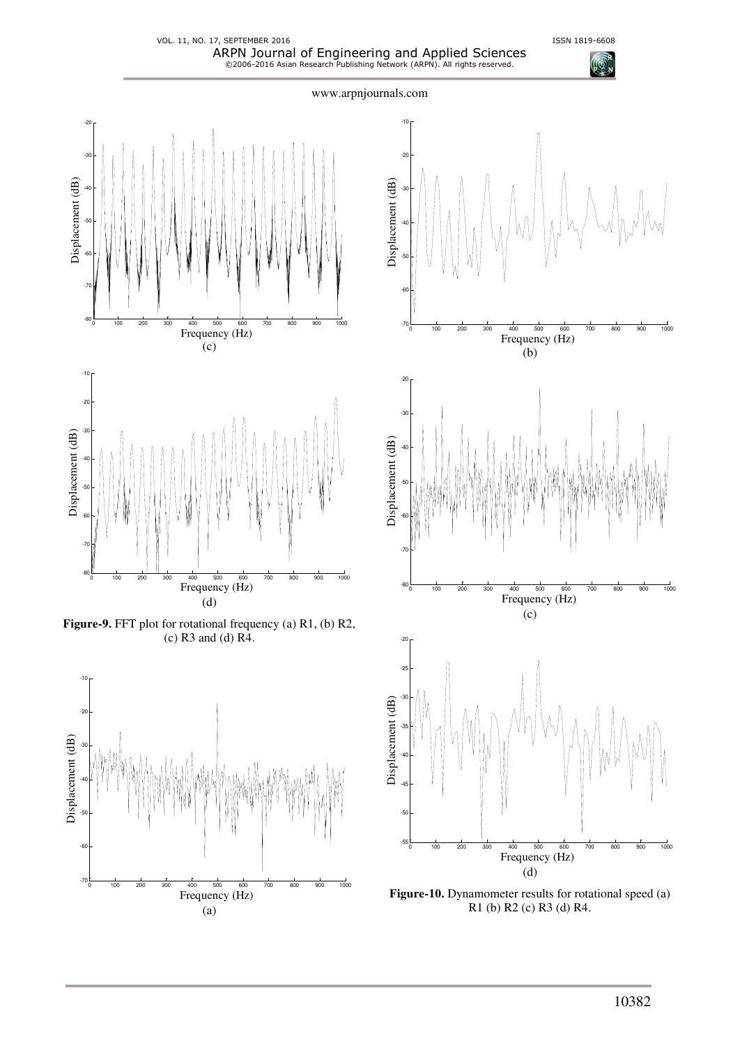(c)

(d)

**Figure-9.** FFT plot for rotational frequency (a) R1, (b) R2, (c) R3 and (d) R4.

(a)

(b)

(c)

(d)

**Figure-10.** Dynamometer results for rotational speed (a) R1 (b) R2 (c) R3 (d) R4.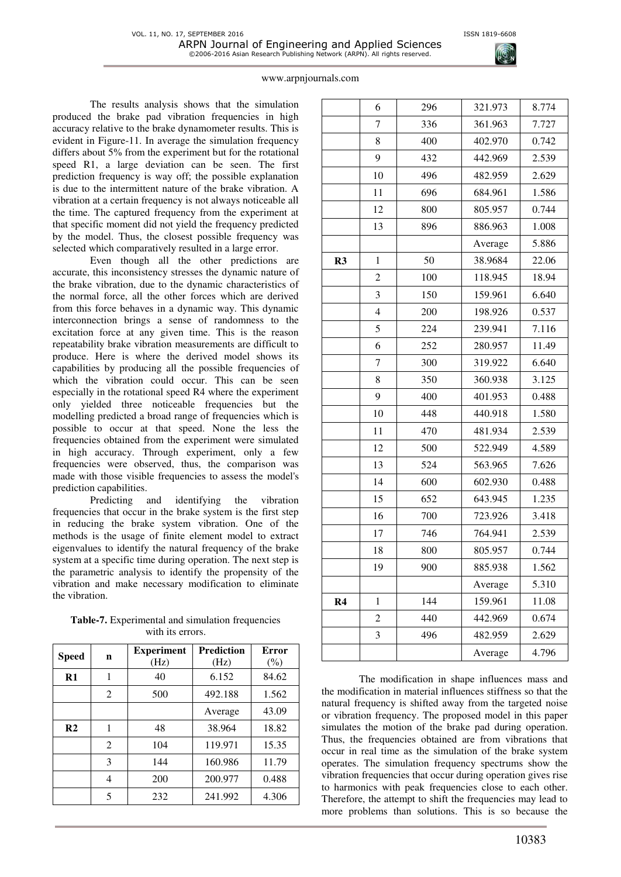The results analysis shows that the simulation produced the brake pad vibration frequencies in high accuracy relative to the brake dynamometer results. This is evident in Figure-11. In average the simulation frequency differs about 5% from the experiment but for the rotational speed R1, a large deviation can be seen. The first prediction frequency is way off; the possible explanation is due to the intermittent nature of the brake vibration. A vibration at a certain frequency is not always noticeable all the time. The captured frequency from the experiment at that specific moment did not yield the frequency predicted by the model. Thus, the closest possible frequency was selected which comparatively resulted in a large error.

Even though all the other predictions are accurate, this inconsistency stresses the dynamic nature of the brake vibration, due to the dynamic characteristics of the normal force, all the other forces which are derived from this force behaves in a dynamic way. This dynamic interconnection brings a sense of randomness to the excitation force at any given time. This is the reason repeatability brake vibration measurements are difficult to produce. Here is where the derived model shows its capabilities by producing all the possible frequencies of which the vibration could occur. This can be seen especially in the rotational speed R4 where the experiment only yielded three noticeable frequencies but the modelling predicted a broad range of frequencies which is possible to occur at that speed. None the less the frequencies obtained from the experiment were simulated in high accuracy. Through experiment, only a few frequencies were observed, thus, the comparison was made with those visible frequencies to assess the model's prediction capabilities.

Predicting and identifying the vibration frequencies that occur in the brake system is the first step in reducing the brake system vibration. One of the methods is the usage of finite element model to extract eigenvalues to identify the natural frequency of the brake system at a specific time during operation. The next step is the parametric analysis to identify the propensity of the vibration and make necessary modification to eliminate the vibration.

**Table-7.** Experimental and simulation frequencies with its errors.

| Speed | n | Experiment (Hz) | Prediction (Hz) | Error (%) |
|---|---|---|---|---|
| **R1** | 1 | 40 | 6.152 | 84.62 |
| | 2 | 500 | 492.188 | 1.562 |
| | | | Average | 43.09 |
| **R2** | 1 | 48 | 38.964 | 18.82 |
| | 2 | 104 | 119.971 | 15.35 |
| | 3 | 144 | 160.986 | 11.79 |
| | 4 | 200 | 200.977 | 0.488 |
| | 5 | 232 | 241.992 | 4.306 |
| | 6 | 296 | 321.973 | 8.774 |
| | 7 | 336 | 361.963 | 7.727 |
| | 8 | 400 | 402.970 | 0.742 |
| | 9 | 432 | 442.969 | 2.539 |
| | 10 | 496 | 482.959 | 2.629 |
| | 11 | 696 | 684.961 | 1.586 |
| | 12 | 800 | 805.957 | 0.744 |
| | 13 | 896 | 886.963 | 1.008 |
| | | | Average | 5.886 |
| **R3** | 1 | 50 | 38.9684 | 22.06 |
| | 2 | 100 | 118.945 | 18.94 |
| | 3 | 150 | 159.961 | 6.640 |
| | 4 | 200 | 198.926 | 0.537 |
| | 5 | 224 | 239.941 | 7.116 |
| | 6 | 252 | 280.957 | 11.49 |
| | 7 | 300 | 319.922 | 6.640 |
| | 8 | 350 | 360.938 | 3.125 |
| | 9 | 400 | 401.953 | 0.488 |
| | 10 | 448 | 440.918 | 1.580 |
| | 11 | 470 | 481.934 | 2.539 |
| | 12 | 500 | 522.949 | 4.589 |
| | 13 | 524 | 563.965 | 7.626 |
| | 14 | 600 | 602.930 | 0.488 |
| | 15 | 652 | 643.945 | 1.235 |
| | 16 | 700 | 723.926 | 3.418 |
| | 17 | 746 | 764.941 | 2.539 |
| | 18 | 800 | 805.957 | 0.744 |
| | 19 | 900 | 885.938 | 1.562 |
| | | | Average | 5.310 |
| **R4** | 1 | 144 | 159.961 | 11.08 |
| | 2 | 440 | 442.969 | 0.674 |
| | 3 | 496 | 482.959 | 2.629 |
| | | | Average | 4.796 |

The modification in shape influences mass and the modification in material influences stiffness so that the natural frequency is shifted away from the targeted noise or vibration frequency. The proposed model in this paper simulates the motion of the brake pad during operation. Thus, the frequencies obtained are from vibrations that occur in real time as the simulation of the brake system operates. The simulation frequency spectrums show the vibration frequencies that occur during operation gives rise to harmonics with peak frequencies close to each other. Therefore, the attempt to shift the frequencies may lead to more problems than solutions. This is so because the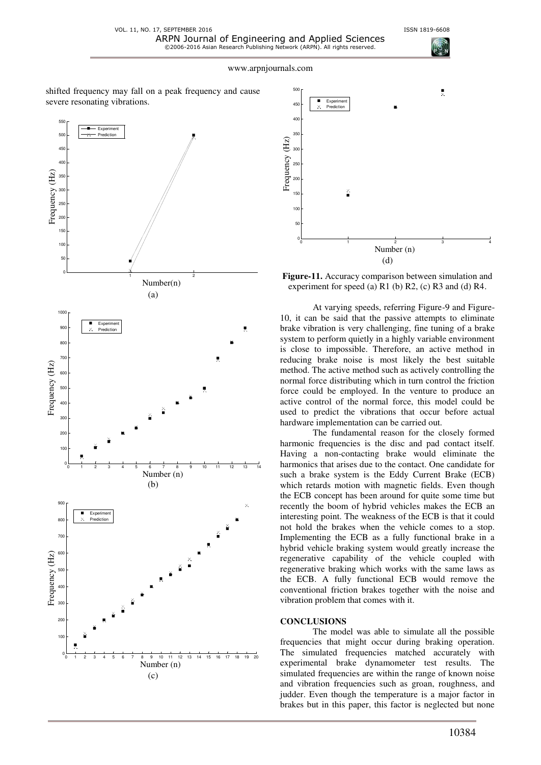shifted frequency may fall on a peak frequency and cause severe resonating vibrations.

(a)

(b)

(c)

(d)

**Figure-11.** Accuracy comparison between simulation and experiment for speed (a) R1 (b) R2, (c) R3 and (d) R4.

At varying speeds, referring Figure-9 and Figure-10, it can be said that the passive attempts to eliminate brake vibration is very challenging, fine tuning of a brake system to perform quietly in a highly variable environment is close to impossible. Therefore, an active method in reducing brake noise is most likely the best suitable method. The active method such as actively controlling the normal force distributing which in turn control the friction force could be employed. In the venture to produce an active control of the normal force, this model could be used to predict the vibrations that occur before actual hardware implementation can be carried out.

The fundamental reason for the closely formed harmonic frequencies is the disc and pad contact itself. Having a non-contacting brake would eliminate the harmonics that arises due to the contact. One candidate for such a brake system is the Eddy Current Brake (ECB) which retards motion with magnetic fields. Even though the ECB concept has been around for quite some time but recently the boom of hybrid vehicles makes the ECB an interesting point. The weakness of the ECB is that it could not hold the brakes when the vehicle comes to a stop. Implementing the ECB as a fully functional brake in a hybrid vehicle braking system would greatly increase the regenerative capability of the vehicle coupled with regenerative braking which works with the same laws as the ECB. A fully functional ECB would remove the conventional friction brakes together with the noise and vibration problem that comes with it.

## CONCLUSIONS

The model was able to simulate all the possible frequencies that might occur during braking operation. The simulated frequencies matched accurately with experimental brake dynamometer test results. The simulated frequencies are within the range of known noise and vibration frequencies such as groan, roughness, and judder. Even though the temperature is a major factor in brakes but in this paper, this factor is neglected but none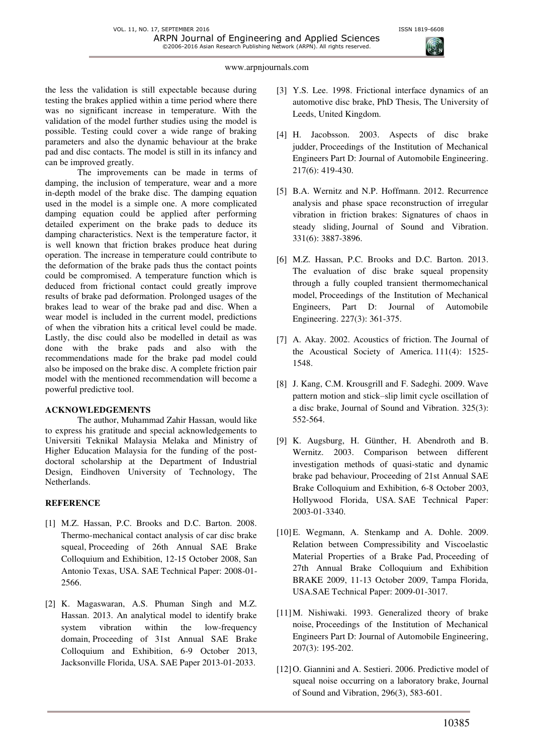the less the validation is still expectable because during testing the brakes applied within a time period where there was no significant increase in temperature. With the validation of the model further studies using the model is possible. Testing could cover a wide range of braking parameters and also the dynamic behaviour at the brake pad and disc contacts. The model is still in its infancy and can be improved greatly.

The improvements can be made in terms of damping, the inclusion of temperature, wear and a more in-depth model of the brake disc. The damping equation used in the model is a simple one. A more complicated damping equation could be applied after performing detailed experiment on the brake pads to deduce its damping characteristics. Next is the temperature factor, it is well known that friction brakes produce heat during operation. The increase in temperature could contribute to the deformation of the brake pads thus the contact points could be compromised. A temperature function which is deduced from frictional contact could greatly improve results of brake pad deformation. Prolonged usages of the brakes lead to wear of the brake pad and disc. When a wear model is included in the current model, predictions of when the vibration hits a critical level could be made. Lastly, the disc could also be modelled in detail as was done with the brake pads and also with the recommendations made for the brake pad model could also be imposed on the brake disc. A complete friction pair model with the mentioned recommendation will become a powerful predictive tool.

## ACKNOWLEDGEMENTS

The author, Muhammad Zahir Hassan, would like to express his gratitude and special acknowledgements to Universiti Teknikal Malaysia Melaka and Ministry of Higher Education Malaysia for the funding of the post-doctoral scholarship at the Department of Industrial Design, Eindhoven University of Technology, The Netherlands.

## REFERENCE

[1] M.Z. Hassan, P.C. Brooks and D.C. Barton. 2008. Thermo-mechanical contact analysis of car disc brake squeal, Proceeding of 26th Annual SAE Brake Colloquium and Exhibition, 12-15 October 2008, San Antonio Texas, USA. SAE Technical Paper: 2008-01-2566.

[2] K. Magaswaran, A.S. Phuman Singh and M.Z. Hassan. 2013. An analytical model to identify brake system vibration within the low-frequency domain, Proceeding of 31st Annual SAE Brake Colloquium and Exhibition, 6-9 October 2013, Jacksonville Florida, USA. SAE Paper 2013-01-2033.

[3] Y.S. Lee. 1998. Frictional interface dynamics of an automotive disc brake, PhD Thesis, The University of Leeds, United Kingdom.

[4] H. Jacobsson. 2003. Aspects of disc brake judder, Proceedings of the Institution of Mechanical Engineers Part D: Journal of Automobile Engineering. 217(6): 419-430.

[5] B.A. Wernitz and N.P. Hoffmann. 2012. Recurrence analysis and phase space reconstruction of irregular vibration in friction brakes: Signatures of chaos in steady sliding, Journal of Sound and Vibration. 331(6): 3887-3896.

[6] M.Z. Hassan, P.C. Brooks and D.C. Barton. 2013. The evaluation of disc brake squeal propensity through a fully coupled transient thermomechanical model, Proceedings of the Institution of Mechanical Engineers, Part D: Journal of Automobile Engineering. 227(3): 361-375.

[7] A. Akay. 2002. Acoustics of friction. The Journal of the Acoustical Society of America. 111(4): 1525-1548.

[8] J. Kang, C.M. Krousgrill and F. Sadeghi. 2009. Wave pattern motion and stick–slip limit cycle oscillation of a disc brake, Journal of Sound and Vibration. 325(3): 552-564.

[9] K. Augsburg, H. Günther, H. Abendroth and B. Wernitz. 2003. Comparison between different investigation methods of quasi-static and dynamic brake pad behaviour, Proceeding of 21st Annual SAE Brake Colloquium and Exhibition, 6-8 October 2003, Hollywood Florida, USA. SAE Technical Paper: 2003-01-3340.

[10] E. Wegmann, A. Stenkamp and A. Dohle. 2009. Relation between Compressibility and Viscoelastic Material Properties of a Brake Pad, Proceeding of 27th Annual Brake Colloquium and Exhibition BRAKE 2009, 11-13 October 2009, Tampa Florida, USA.SAE Technical Paper: 2009-01-3017.

[11] M. Nishiwaki. 1993. Generalized theory of brake noise, Proceedings of the Institution of Mechanical Engineers Part D: Journal of Automobile Engineering, 207(3): 195-202.

[12] O. Giannini and A. Sestieri. 2006. Predictive model of squeal noise occurring on a laboratory brake, Journal of Sound and Vibration, 296(3), 583-601.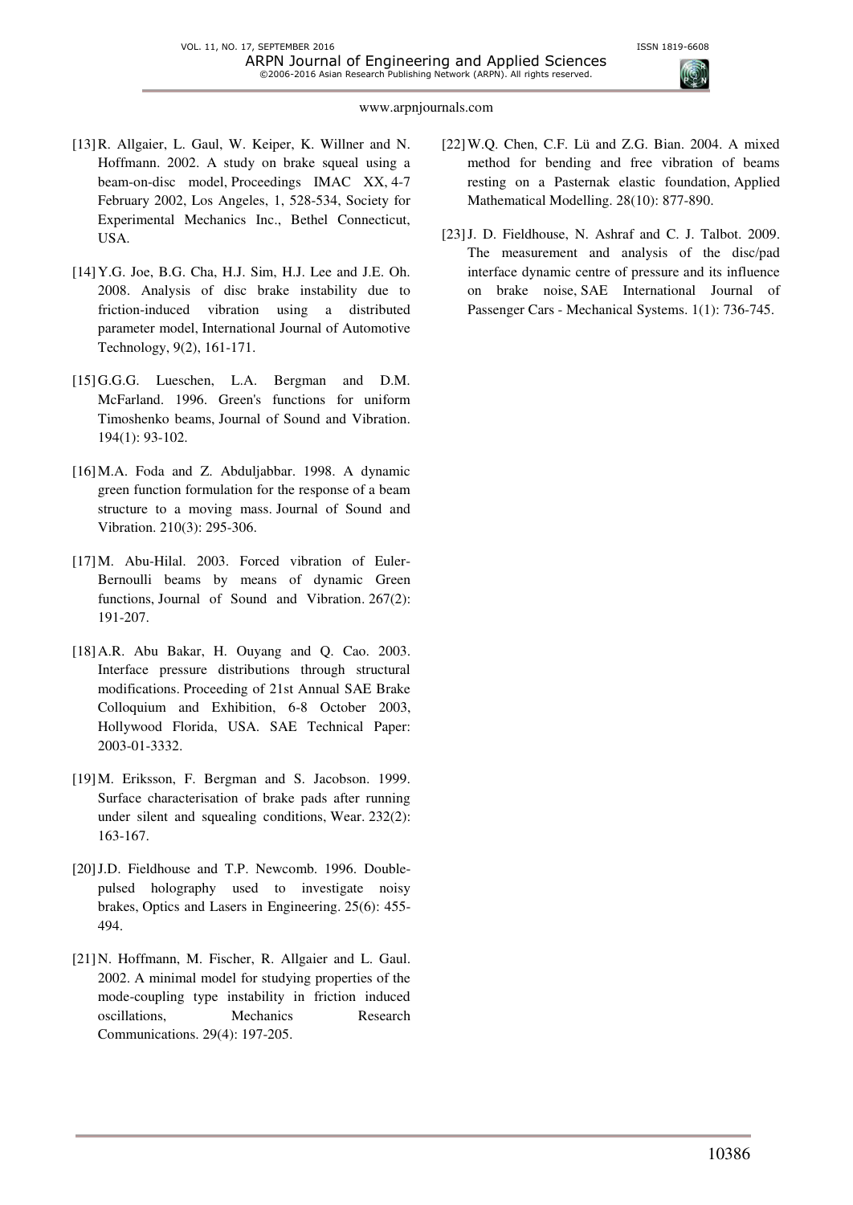[13] R. Allgaier, L. Gaul, W. Keiper, K. Willner and N. Hoffmann. 2002. A study on brake squeal using a beam-on-disc model, Proceedings IMAC XX, 4-7 February 2002, Los Angeles, 1, 528-534, Society for Experimental Mechanics Inc., Bethel Connecticut, USA.

[14] Y.G. Joe, B.G. Cha, H.J. Sim, H.J. Lee and J.E. Oh. 2008. Analysis of disc brake instability due to friction-induced vibration using a distributed parameter model, International Journal of Automotive Technology, 9(2), 161-171.

[15] G.G.G. Lueschen, L.A. Bergman and D.M. McFarland. 1996. Green's functions for uniform Timoshenko beams, Journal of Sound and Vibration. 194(1): 93-102.

[16] M.A. Foda and Z. Abduljabbar. 1998. A dynamic green function formulation for the response of a beam structure to a moving mass. Journal of Sound and Vibration. 210(3): 295-306.

[17] M. Abu-Hilal. 2003. Forced vibration of Euler-Bernoulli beams by means of dynamic Green functions, Journal of Sound and Vibration. 267(2): 191-207.

[18] A.R. Abu Bakar, H. Ouyang and Q. Cao. 2003. Interface pressure distributions through structural modifications. Proceeding of 21st Annual SAE Brake Colloquium and Exhibition, 6-8 October 2003, Hollywood Florida, USA. SAE Technical Paper: 2003-01-3332.

[19] M. Eriksson, F. Bergman and S. Jacobson. 1999. Surface characterisation of brake pads after running under silent and squealing conditions, Wear. 232(2): 163-167.

[20] J.D. Fieldhouse and T.P. Newcomb. 1996. Double-pulsed holography used to investigate noisy brakes, Optics and Lasers in Engineering. 25(6): 455-494.

[21] N. Hoffmann, M. Fischer, R. Allgaier and L. Gaul. 2002. A minimal model for studying properties of the mode-coupling type instability in friction induced oscillations, Mechanics Research Communications. 29(4): 197-205.

[22] W.Q. Chen, C.F. Lü and Z.G. Bian. 2004. A mixed method for bending and free vibration of beams resting on a Pasternak elastic foundation, Applied Mathematical Modelling. 28(10): 877-890.

[23] J. D. Fieldhouse, N. Ashraf and C. J. Talbot. 2009. The measurement and analysis of the disc/pad interface dynamic centre of pressure and its influence on brake noise, SAE International Journal of Passenger Cars - Mechanical Systems. 1(1): 736-745.